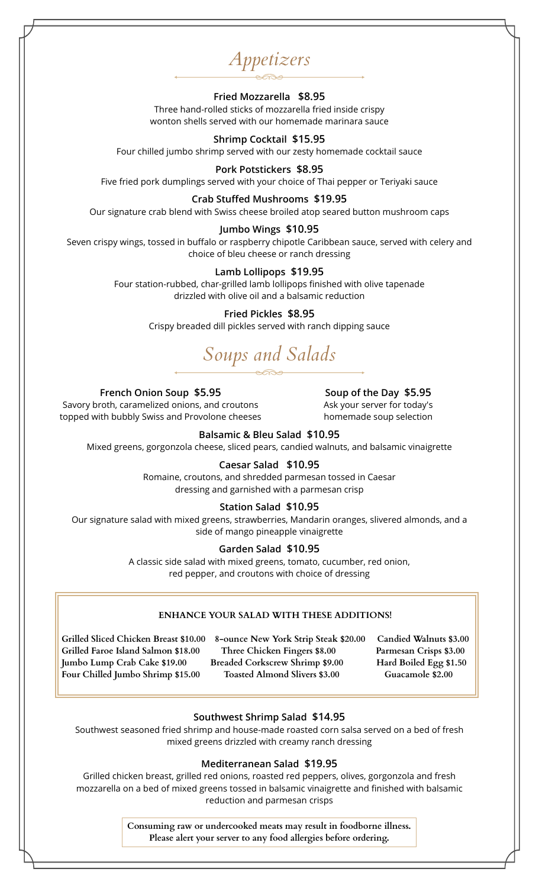# Appetizers

**Fried Mozzarella $8.95**
Three hand-rolled sticks of mozzarella fried inside crispy wonton shells served with our homemade marinara sauce

**Shrimp Cocktail $15.95**
Four chilled jumbo shrimp served with our zesty homemade cocktail sauce

**Pork Potstickers $8.95**
Five fried pork dumplings served with your choice of Thai pepper or Teriyaki sauce

**Crab Stuffed Mushrooms $19.95**
Our signature crab blend with Swiss cheese broiled atop seared button mushroom caps

**Jumbo Wings $10.95**
Seven crispy wings, tossed in buffalo or raspberry chipotle Caribbean sauce, served with celery and choice of bleu cheese or ranch dressing

**Lamb Lollipops $19.95**
Four station-rubbed, char-grilled lamb lollipops finished with olive tapenade drizzled with olive oil and a balsamic reduction

**Fried Pickles $8.95**
Crispy breaded dill pickles served with ranch dipping sauce

# Soups and Salads

**French Onion Soup $5.95**
Savory broth, caramelized onions, and croutons topped with bubbly Swiss and Provolone cheeses

**Soup of the Day $5.95**
Ask your server for today's homemade soup selection

**Balsamic & Bleu Salad $10.95**
Mixed greens, gorgonzola cheese, sliced pears, candied walnuts, and balsamic vinaigrette

**Caesar Salad $10.95**
Romaine, croutons, and shredded parmesan tossed in Caesar dressing and garnished with a parmesan crisp

**Station Salad $10.95**
Our signature salad with mixed greens, strawberries, Mandarin oranges, slivered almonds, and a side of mango pineapple vinaigrette

**Garden Salad $10.95**
A classic side salad with mixed greens, tomato, cucumber, red onion, red pepper, and croutons with choice of dressing

**ENHANCE YOUR SALAD WITH THESE ADDITIONS!**

- Grilled Sliced Chicken Breast $10.00
- Grilled Faroe Island Salmon $18.00
- Jumbo Lump Crab Cake $19.00
- Four Chilled Jumbo Shrimp $15.00
- 8-ounce New York Strip Steak $20.00
- Three Chicken Fingers $8.00
- Breaded Corkscrew Shrimp $9.00
- Toasted Almond Slivers $3.00
- Candied Walnuts $3.00
- Parmesan Crisps $3.00
- Hard Boiled Egg $1.50
- Guacamole $2.00

**Southwest Shrimp Salad $14.95**
Southwest seasoned fried shrimp and house-made roasted corn salsa served on a bed of fresh mixed greens drizzled with creamy ranch dressing

**Mediterranean Salad $19.95**
Grilled chicken breast, grilled red onions, roasted red peppers, olives, gorgonzola and fresh mozzarella on a bed of mixed greens tossed in balsamic vinaigrette and finished with balsamic reduction and parmesan crisps

**Consuming raw or undercooked meats may result in foodborne illness. Please alert your server to any food allergies before ordering.**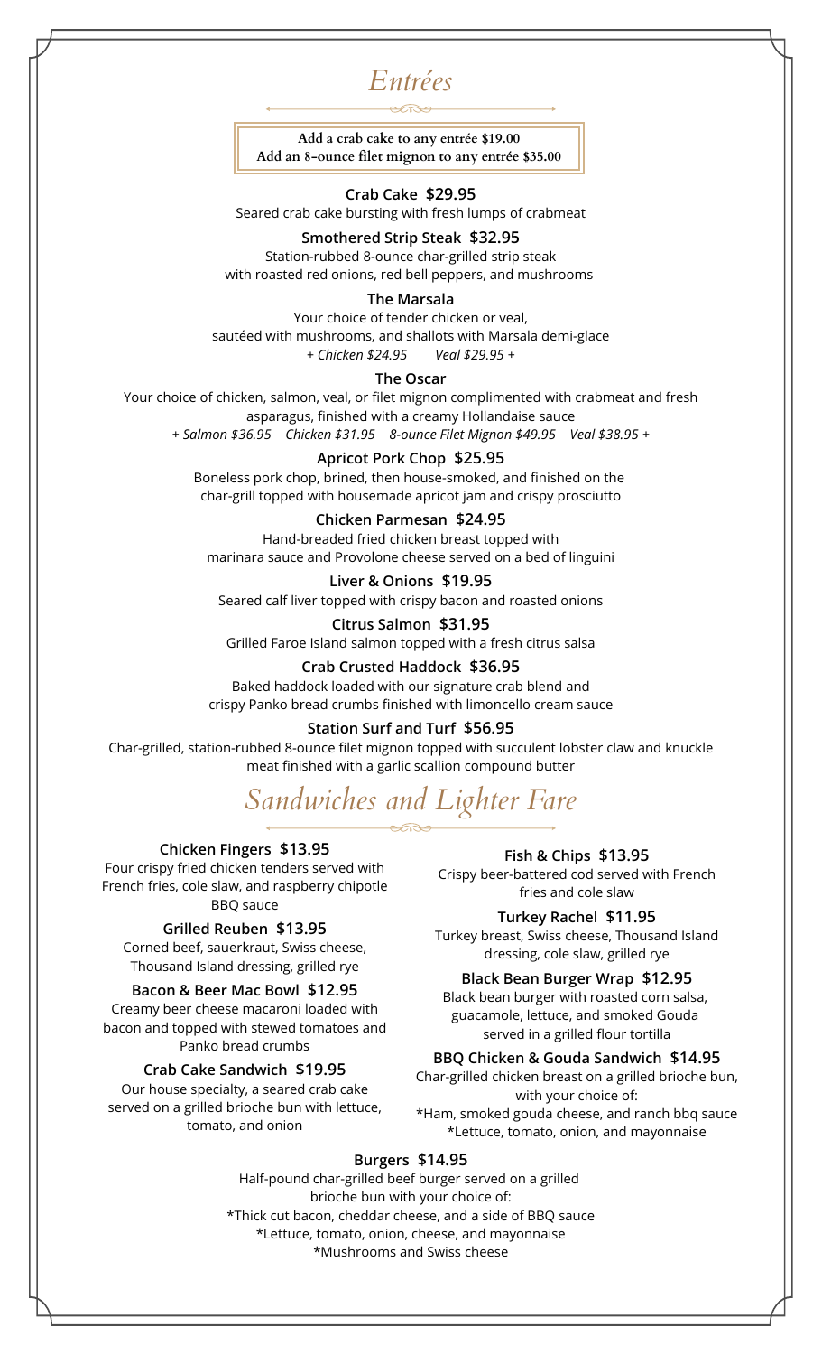# Entrées

**Add a crab cake to any entrée $19.00**
**Add an 8-ounce filet mignon to any entrée $35.00**

### Crab Cake $29.95

Seared crab cake bursting with fresh lumps of crabmeat

### Smothered Strip Steak $32.95

Station-rubbed 8-ounce char-grilled strip steak
with roasted red onions, red bell peppers, and mushrooms

### The Marsala

Your choice of tender chicken or veal,
sautéed with mushrooms, and shallots with Marsala demi-glace
*+ Chicken $24.95 Veal $29.95 +*

### The Oscar

Your choice of chicken, salmon, veal, or filet mignon complimented with crabmeat and fresh asparagus, finished with a creamy Hollandaise sauce
*+ Salmon $36.95 Chicken $31.95 8-ounce Filet Mignon $49.95 Veal $38.95 +*

### Apricot Pork Chop $25.95

Boneless pork chop, brined, then house-smoked, and finished on the char-grill topped with housemade apricot jam and crispy prosciutto

### Chicken Parmesan $24.95

Hand-breaded fried chicken breast topped with
marinara sauce and Provolone cheese served on a bed of linguini

### Liver & Onions $19.95

Seared calf liver topped with crispy bacon and roasted onions

### Citrus Salmon $31.95

Grilled Faroe Island salmon topped with a fresh citrus salsa

### Crab Crusted Haddock $36.95

Baked haddock loaded with our signature crab blend and
crispy Panko bread crumbs finished with limoncello cream sauce

### Station Surf and Turf $56.95

Char-grilled, station-rubbed 8-ounce filet mignon topped with succulent lobster claw and knuckle meat finished with a garlic scallion compound butter

# Sandwiches and Lighter Fare

### Chicken Fingers $13.95

Four crispy fried chicken tenders served with French fries, cole slaw, and raspberry chipotle BBQ sauce

### Grilled Reuben $13.95

Corned beef, sauerkraut, Swiss cheese, Thousand Island dressing, grilled rye

### Bacon & Beer Mac Bowl $12.95

Creamy beer cheese macaroni loaded with bacon and topped with stewed tomatoes and Panko bread crumbs

### Crab Cake Sandwich $19.95

Our house specialty, a seared crab cake served on a grilled brioche bun with lettuce, tomato, and onion

### Fish & Chips $13.95

Crispy beer-battered cod served with French fries and cole slaw

### Turkey Rachel $11.95

Turkey breast, Swiss cheese, Thousand Island dressing, cole slaw, grilled rye

### Black Bean Burger Wrap $12.95

Black bean burger with roasted corn salsa, guacamole, lettuce, and smoked Gouda served in a grilled flour tortilla

### BBQ Chicken & Gouda Sandwich $14.95

Char-grilled chicken breast on a grilled brioche bun, with your choice of:
*Ham, smoked gouda cheese, and ranch bbq sauce
*Lettuce, tomato, onion, and mayonnaise

### Burgers $14.95

Half-pound char-grilled beef burger served on a grilled brioche bun with your choice of:
*Thick cut bacon, cheddar cheese, and a side of BBQ sauce
*Lettuce, tomato, onion, cheese, and mayonnaise
*Mushrooms and Swiss cheese